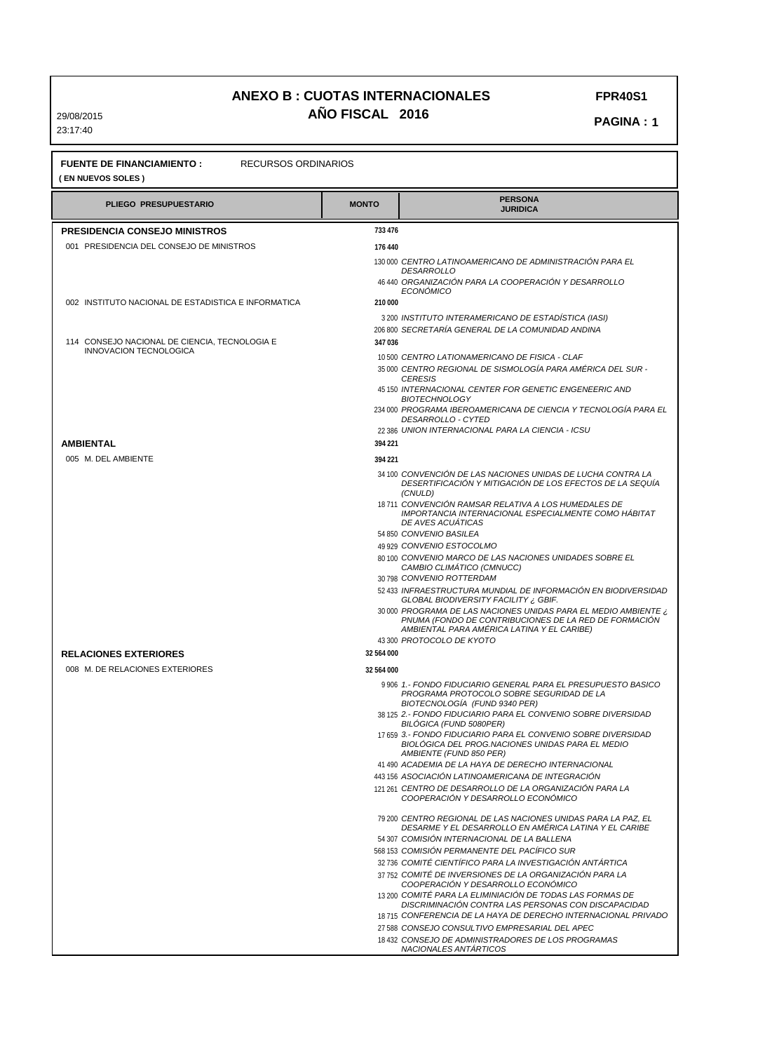# ANEXO B : CUOTAS INTERNACIONALES

## AÑO FISCAL 2016

FPR40S1

29/08/2015
23:17:40

**FUENTE DE FINANCIAMIENTO :** RECURSOS ORDINARIOS
**( EN NUEVOS SOLES )**

| PLIEGO PRESUPUESTARIO | MONTO | PERSONA JURIDICA |
|---|---|---|
| **PRESIDENCIA CONSEJO MINISTROS** | 733 476 | |
| 001 PRESIDENCIA DEL CONSEJO DE MINISTROS | 176 440 | |
| | 130 000 | *CENTRO LATINOAMERICANO DE ADMINISTRACIÓN PARA EL DESARROLLO* |
| | 46 440 | *ORGANIZACIÓN PARA LA COOPERACIÓN Y DESARROLLO ECONÓMICO* |
| 002 INSTITUTO NACIONAL DE ESTADISTICA E INFORMATICA | 210 000 | |
| | 3 200 | *INSTITUTO INTERAMERICANO DE ESTADÍSTICA (IASI)* |
| | 206 800 | *SECRETARÍA GENERAL DE LA COMUNIDAD ANDINA* |
| 114 CONSEJO NACIONAL DE CIENCIA, TECNOLOGIA E INNOVACION TECNOLOGICA | 347 036 | |
| | 10 500 | *CENTRO LATIONAMERICANO DE FISICA - CLAF* |
| | 35 000 | *CENTRO REGIONAL DE SISMOLOGÍA PARA AMÉRICA DEL SUR - CERESIS* |
| | 45 150 | *INTERNACIONAL CENTER FOR GENETIC ENGENEERIC AND BIOTECHNOLOGY* |
| | 234 000 | *PROGRAMA IBEROAMERICANA DE CIENCIA Y TECNOLOGÍA PARA EL DESARROLLO - CYTED* |
| | 22 386 | *UNION INTERNACIONAL PARA LA CIENCIA - ICSU* |
| **AMBIENTAL** | 394 221 | |
| 005 M. DEL AMBIENTE | 394 221 | |
| | 34 100 | *CONVENCIÓN DE LAS NACIONES UNIDAS DE LUCHA CONTRA LA DESERTIFICACIÓN Y MITIGACIÓN DE LOS EFECTOS DE LA SEQUÍA (CNULD)* |
| | 18 711 | *CONVENCIÓN RAMSAR RELATIVA A LOS HUMEDALES DE IMPORTANCIA INTERNACIONAL ESPECIALMENTE COMO HÁBITAT DE AVES ACUÁTICAS* |
| | 54 850 | *CONVENIO BASILEA* |
| | 49 929 | *CONVENIO ESTOCOLMO* |
| | 80 100 | *CONVENIO MARCO DE LAS NACIONES UNIDADES SOBRE EL CAMBIO CLIMÁTICO (CMNUCC)* |
| | 30 798 | *CONVENIO ROTTERDAM* |
| | 52 433 | *INFRAESTRUCTURA MUNDIAL DE INFORMACIÓN EN BIODIVERSIDAD GLOBAL BIODIVERSITY FACILITY ¿ GBIF.* |
| | 30 000 | *PROGRAMA DE LAS NACIONES UNIDAS PARA EL MEDIO AMBIENTE ¿ PNUMA (FONDO DE CONTRIBUCIONES DE LA RED DE FORMACIÓN AMBIENTAL PARA AMÉRICA LATINA Y EL CARIBE)* |
| | 43 300 | *PROTOCOLO DE KYOTO* |
| **RELACIONES EXTERIORES** | 32 564 000 | |
| 008 M. DE RELACIONES EXTERIORES | 32 564 000 | |
| | 9 906 | *1.- FONDO FIDUCIARIO GENERAL PARA EL PRESUPUESTO BASICO PROGRAMA PROTOCOLO SOBRE SEGURIDAD DE LA BIOTECNOLOGÍA (FUND 9340 PER)* |
| | 38 125 | *2.- FONDO FIDUCIARIO PARA EL CONVENIO SOBRE DIVERSIDAD BILÓGICA (FUND 5080PER)* |
| | 17 659 | *3.- FONDO FIDUCIARIO PARA EL CONVENIO SOBRE DIVERSIDAD BIOLÓGICA DEL PROG.NACIONES UNIDAS PARA EL MEDIO AMBIENTE (FUND 850 PER)* |
| | 41 490 | *ACADEMIA DE LA HAYA DE DERECHO INTERNACIONAL* |
| | 443 156 | *ASOCIACIÓN LATINOAMERICANA DE INTEGRACIÓN* |
| | 121 261 | *CENTRO DE DESARROLLO DE LA ORGANIZACIÓN PARA LA COOPERACIÓN Y DESARROLLO ECONÓMICO* |
| | 79 200 | *CENTRO REGIONAL DE LAS NACIONES UNIDAS PARA LA PAZ, EL DESARME Y EL DESARROLLO EN AMÉRICA LATINA Y EL CARIBE* |
| | 54 307 | *COMISIÓN INTERNACIONAL DE LA BALLENA* |
| | 568 153 | *COMISIÓN PERMANENTE DEL PACÍFICO SUR* |
| | 32 736 | *COMITÉ CIENTÍFICO PARA LA INVESTIGACIÓN ANTÁRTICA* |
| | 37 752 | *COMITÉ DE INVERSIONES DE LA ORGANIZACIÓN PARA LA COOPERACIÓN Y DESARROLLO ECONÓMICO* |
| | 13 200 | *COMITÉ PARA LA ELIMINIACIÓN DE TODAS LAS FORMAS DE DISCRIMINACIÓN CONTRA LAS PERSONAS CON DISCAPACIDAD* |
| | 18 715 | *CONFERENCIA DE LA HAYA DE DERECHO INTERNACIONAL PRIVADO* |
| | 27 588 | *CONSEJO CONSULTIVO EMPRESARIAL DEL APEC* |
| | 18 432 | *CONSEJO DE ADMINISTRADORES DE LOS PROGRAMAS NACIONALES ANTÁRTICOS* |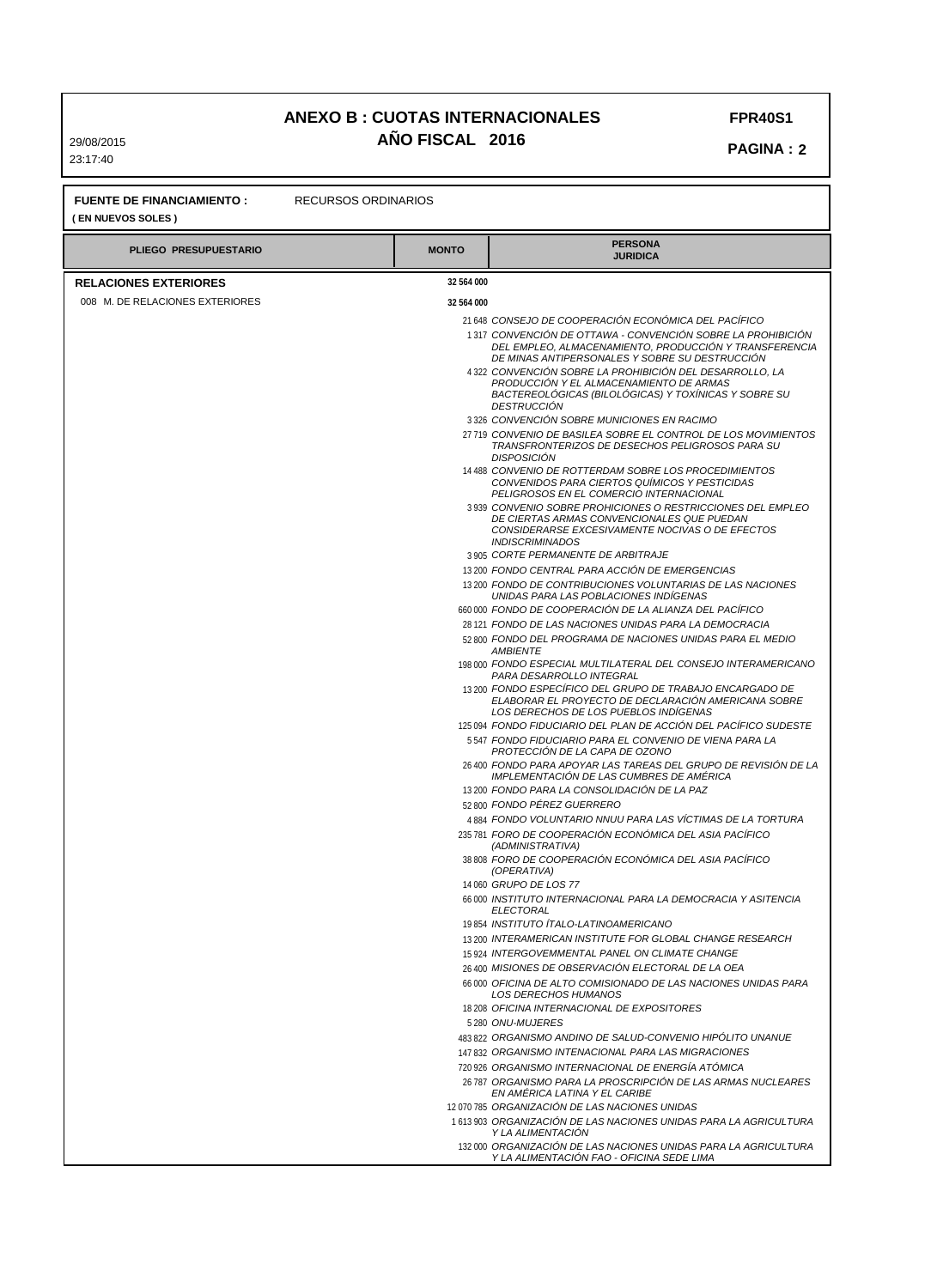# ANEXO B : CUOTAS INTERNACIONALES

## AÑO FISCAL 2016

**FPR40S1**

29/08/2015
23:17:40

**FUENTE DE FINANCIAMIENTO :** RECURSOS ORDINARIOS
**( EN NUEVOS SOLES )**

| PLIEGO PRESUPUESTARIO | MONTO | PERSONA JURIDICA |
|---|---|---|
| **RELACIONES EXTERIORES** | **32 564 000** | |
| 008 M. DE RELACIONES EXTERIORES | **32 564 000** | |
| | 21 648 | *CONSEJO DE COOPERACIÓN ECONÓMICA DEL PACÍFICO* |
| | 1 317 | *CONVENCIÓN DE OTTAWA - CONVENCIÓN SOBRE LA PROHIBICIÓN DEL EMPLEO, ALMACENAMIENTO, PRODUCCIÓN Y TRANSFERENCIA DE MINAS ANTIPERSONALES Y SOBRE SU DESTRUCCIÓN* |
| | 4 322 | *CONVENCIÓN SOBRE LA PROHIBICIÓN DEL DESARROLLO, LA PRODUCCIÓN Y EL ALMACENAMIENTO DE ARMAS BACTEREOLÓGICAS (BILOLÓGICAS) Y TOXÍNICAS Y SOBRE SU DESTRUCCIÓN* |
| | 3 326 | *CONVENCIÓN SOBRE MUNICIONES EN RACIMO* |
| | 27 719 | *CONVENIO DE BASILEA SOBRE EL CONTROL DE LOS MOVIMIENTOS TRANSFRONTERIZOS DE DESECHOS PELIGROSOS PARA SU DISPOSICIÓN* |
| | 14 488 | *CONVENIO DE ROTTERDAM SOBRE LOS PROCEDIMIENTOS CONVENIDOS PARA CIERTOS QUÍMICOS Y PESTICIDAS PELIGROSOS EN EL COMERCIO INTERNACIONAL* |
| | 3 939 | *CONVENIO SOBRE PROHICIONES O RESTRICCIONES DEL EMPLEO DE CIERTAS ARMAS CONVENCIONALES QUE PUEDAN CONSIDERARSE EXCESIVAMENTE NOCIVAS O DE EFECTOS INDISCRIMINADOS* |
| | 3 905 | *CORTE PERMANENTE DE ARBITRAJE* |
| | 13 200 | *FONDO CENTRAL PARA ACCIÓN DE EMERGENCIAS* |
| | 13 200 | *FONDO DE CONTRIBUCIONES VOLUNTARIAS DE LAS NACIONES UNIDAS PARA LAS POBLACIONES INDÍGENAS* |
| | 660 000 | *FONDO DE COOPERACIÓN DE LA ALIANZA DEL PACÍFICO* |
| | 28 121 | *FONDO DE LAS NACIONES UNIDAS PARA LA DEMOCRACIA* |
| | 52 800 | *FONDO DEL PROGRAMA DE NACIONES UNIDAS PARA EL MEDIO AMBIENTE* |
| | 198 000 | *FONDO ESPECIAL MULTILATERAL DEL CONSEJO INTERAMERICANO PARA DESARROLLO INTEGRAL* |
| | 13 200 | *FONDO ESPECÍFICO DEL GRUPO DE TRABAJO ENCARGADO DE ELABORAR EL PROYECTO DE DECLARACIÓN AMERICANA SOBRE LOS DERECHOS DE LOS PUEBLOS INDÍGENAS* |
| | 125 094 | *FONDO FIDUCIARIO DEL PLAN DE ACCIÓN DEL PACÍFICO SUDESTE* |
| | 5 547 | *FONDO FIDUCIARIO PARA EL CONVENIO DE VIENA PARA LA PROTECCIÓN DE LA CAPA DE OZONO* |
| | 26 400 | *FONDO PARA APOYAR LAS TAREAS DEL GRUPO DE REVISIÓN DE LA IMPLEMENTACIÓN DE LAS CUMBRES DE AMÉRICA* |
| | 13 200 | *FONDO PARA LA CONSOLIDACIÓN DE LA PAZ* |
| | 52 800 | *FONDO PÉREZ GUERRERO* |
| | 4 884 | *FONDO VOLUNTARIO NNUU PARA LAS VÍCTIMAS DE LA TORTURA* |
| | 235 781 | *FORO DE COOPERACIÓN ECONÓMICA DEL ASIA PACÍFICO (ADMINISTRATIVA)* |
| | 38 808 | *FORO DE COOPERACIÓN ECONÓMICA DEL ASIA PACÍFICO (OPERATIVA)* |
| | 14 060 | *GRUPO DE LOS 77* |
| | 66 000 | *INSTITUTO INTERNACIONAL PARA LA DEMOCRACIA Y ASITENCIA ELECTORAL* |
| | 19 854 | *INSTITUTO ÍTALO-LATINOAMERICANO* |
| | 13 200 | *INTERAMERICAN INSTITUTE FOR GLOBAL CHANGE RESEARCH* |
| | 15 924 | *INTERGOVEMMENTAL PANEL ON CLIMATE CHANGE* |
| | 26 400 | *MISIONES DE OBSERVACIÓN ELECTORAL DE LA OEA* |
| | 66 000 | *OFICINA DE ALTO COMISIONADO DE LAS NACIONES UNIDAS PARA LOS DERECHOS HUMANOS* |
| | 18 208 | *OFICINA INTERNACIONAL DE EXPOSITORES* |
| | 5 280 | *ONU-MUJERES* |
| | 483 822 | *ORGANISMO ANDINO DE SALUD-CONVENIO HIPÓLITO UNANUE* |
| | 147 832 | *ORGANISMO INTENACIONAL PARA LAS MIGRACIONES* |
| | 720 926 | *ORGANISMO INTERNACIONAL DE ENERGÍA ATÓMICA* |
| | 26 787 | *ORGANISMO PARA LA PROSCRIPCIÓN DE LAS ARMAS NUCLEARES EN AMÉRICA LATINA Y EL CARIBE* |
| | 12 070 785 | *ORGANIZACIÓN DE LAS NACIONES UNIDAS* |
| | 1 613 903 | *ORGANIZACIÓN DE LAS NACIONES UNIDAS PARA LA AGRICULTURA Y LA ALIMENTACIÓN* |
| | 132 000 | *ORGANIZACIÓN DE LAS NACIONES UNIDAS PARA LA AGRICULTURA Y LA ALIMENTACIÓN FAO - OFICINA SEDE LIMA* |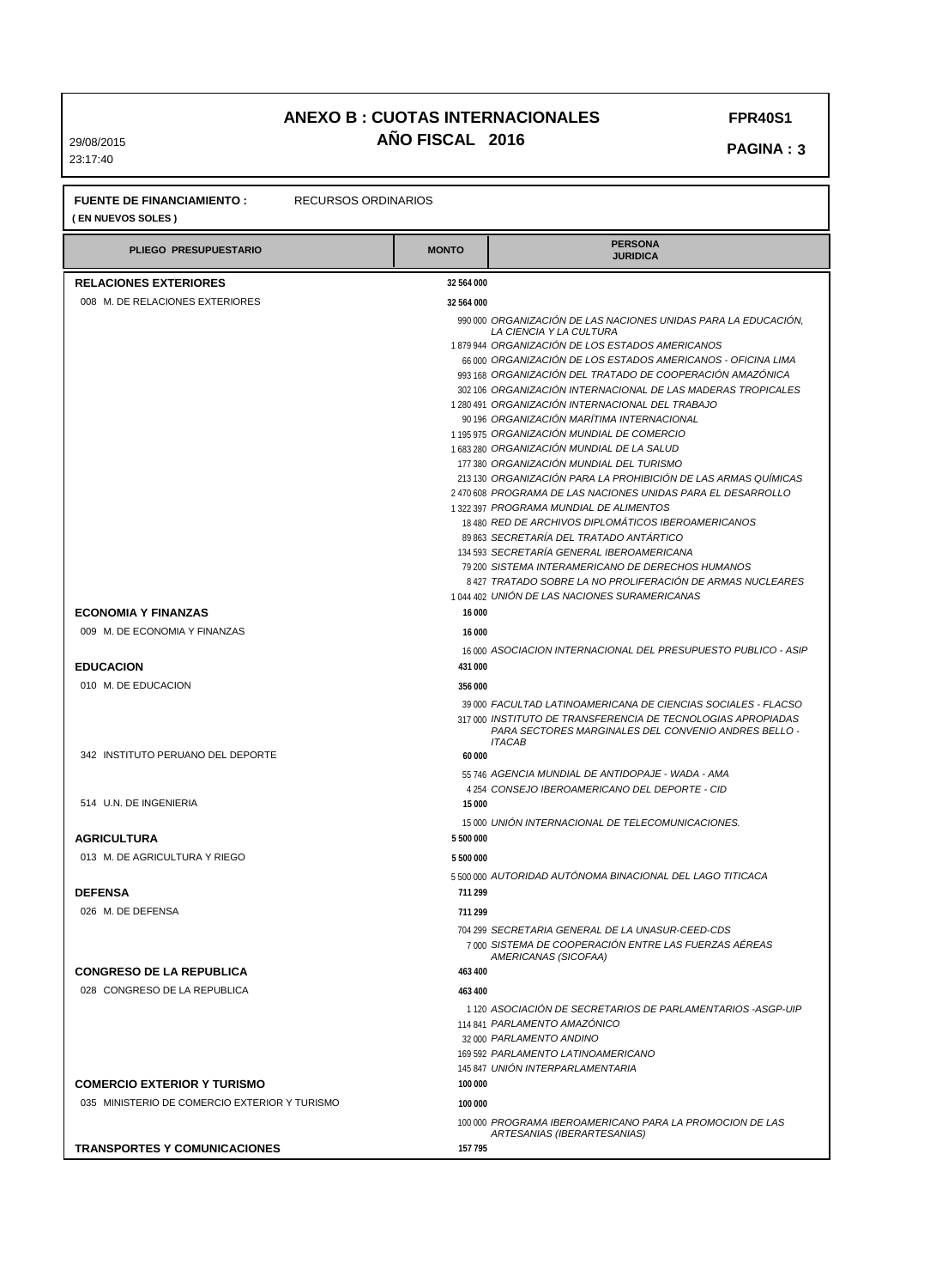# ANEXO B : CUOTAS INTERNACIONALES

## AÑO FISCAL 2016

**FPR40S1**

29/08/2015
23:17:40

**FUENTE DE FINANCIAMIENTO :** RECURSOS ORDINARIOS
**( EN NUEVOS SOLES )**

| PLIEGO PRESUPUESTARIO | MONTO | PERSONA JURIDICA |
|---|---|---|
| **RELACIONES EXTERIORES** | **32 564 000** | |
| 008 M. DE RELACIONES EXTERIORES | **32 564 000** | |
| | 990 000 | *ORGANIZACIÓN DE LAS NACIONES UNIDAS PARA LA EDUCACIÓN, LA CIENCIA Y LA CULTURA* |
| | 1 879 944 | *ORGANIZACIÓN DE LOS ESTADOS AMERICANOS* |
| | 66 000 | *ORGANIZACIÓN DE LOS ESTADOS AMERICANOS - OFICINA LIMA* |
| | 993 168 | *ORGANIZACIÓN DEL TRATADO DE COOPERACIÓN AMAZÓNICA* |
| | 302 106 | *ORGANIZACIÓN INTERNACIONAL DE LAS MADERAS TROPICALES* |
| | 1 280 491 | *ORGANIZACIÓN INTERNACIONAL DEL TRABAJO* |
| | 90 196 | *ORGANIZACIÓN MARÍTIMA INTERNACIONAL* |
| | 1 195 975 | *ORGANIZACIÓN MUNDIAL DE COMERCIO* |
| | 1 683 280 | *ORGANIZACIÓN MUNDIAL DE LA SALUD* |
| | 177 380 | *ORGANIZACIÓN MUNDIAL DEL TURISMO* |
| | 213 130 | *ORGANIZACIÓN PARA LA PROHIBICIÓN DE LAS ARMAS QUÍMICAS* |
| | 2 470 608 | *PROGRAMA DE LAS NACIONES UNIDAS PARA EL DESARROLLO* |
| | 1 322 397 | *PROGRAMA MUNDIAL DE ALIMENTOS* |
| | 18 480 | *RED DE ARCHIVOS DIPLOMÁTICOS IBEROAMERICANOS* |
| | 89 863 | *SECRETARÍA DEL TRATADO ANTÁRTICO* |
| | 134 593 | *SECRETARÍA GENERAL IBEROAMERICANA* |
| | 79 200 | *SISTEMA INTERAMERICANO DE DERECHOS HUMANOS* |
| | 8 427 | *TRATADO SOBRE LA NO PROLIFERACIÓN DE ARMAS NUCLEARES* |
| | 1 044 402 | *UNIÓN DE LAS NACIONES SURAMERICANAS* |
| **ECONOMIA Y FINANZAS** | **16 000** | |
| 009 M. DE ECONOMIA Y FINANZAS | **16 000** | |
| | 16 000 | *ASOCIACION INTERNACIONAL DEL PRESUPUESTO PUBLICO - ASIP* |
| **EDUCACION** | **431 000** | |
| 010 M. DE EDUCACION | **356 000** | |
| | 39 000 | *FACULTAD LATINOAMERICANA DE CIENCIAS SOCIALES - FLACSO* |
| | 317 000 | *INSTITUTO DE TRANSFERENCIA DE TECNOLOGIAS APROPIADAS PARA SECTORES MARGINALES DEL CONVENIO ANDRES BELLO - ITACAB* |
| 342 INSTITUTO PERUANO DEL DEPORTE | **60 000** | |
| | 55 746 | *AGENCIA MUNDIAL DE ANTIDOPAJE - WADA - AMA* |
| | 4 254 | *CONSEJO IBEROAMERICANO DEL DEPORTE - CID* |
| 514 U.N. DE INGENIERIA | **15 000** | |
| | 15 000 | *UNIÓN INTERNACIONAL DE TELECOMUNICACIONES.* |
| **AGRICULTURA** | **5 500 000** | |
| 013 M. DE AGRICULTURA Y RIEGO | **5 500 000** | |
| | 5 500 000 | *AUTORIDAD AUTÓNOMA BINACIONAL DEL LAGO TITICACA* |
| **DEFENSA** | **711 299** | |
| 026 M. DE DEFENSA | **711 299** | |
| | 704 299 | *SECRETARIA GENERAL DE LA UNASUR-CEED-CDS* |
| | 7 000 | *SISTEMA DE COOPERACIÓN ENTRE LAS FUERZAS AÉREAS AMERICANAS (SICOFAA)* |
| **CONGRESO DE LA REPUBLICA** | **463 400** | |
| 028 CONGRESO DE LA REPUBLICA | **463 400** | |
| | 1 120 | *ASOCIACIÓN DE SECRETARIOS DE PARLAMENTARIOS -ASGP-UIP* |
| | 114 841 | *PARLAMENTO AMAZÓNICO* |
| | 32 000 | *PARLAMENTO ANDINO* |
| | 169 592 | *PARLAMENTO LATINOAMERICANO* |
| | 145 847 | *UNIÓN INTERPARLAMENTARIA* |
| **COMERCIO EXTERIOR Y TURISMO** | **100 000** | |
| 035 MINISTERIO DE COMERCIO EXTERIOR Y TURISMO | **100 000** | |
| | 100 000 | *PROGRAMA IBEROAMERICANO PARA LA PROMOCION DE LAS ARTESANIAS (IBERARTESANIAS)* |
| **TRANSPORTES Y COMUNICACIONES** | **157 795** | |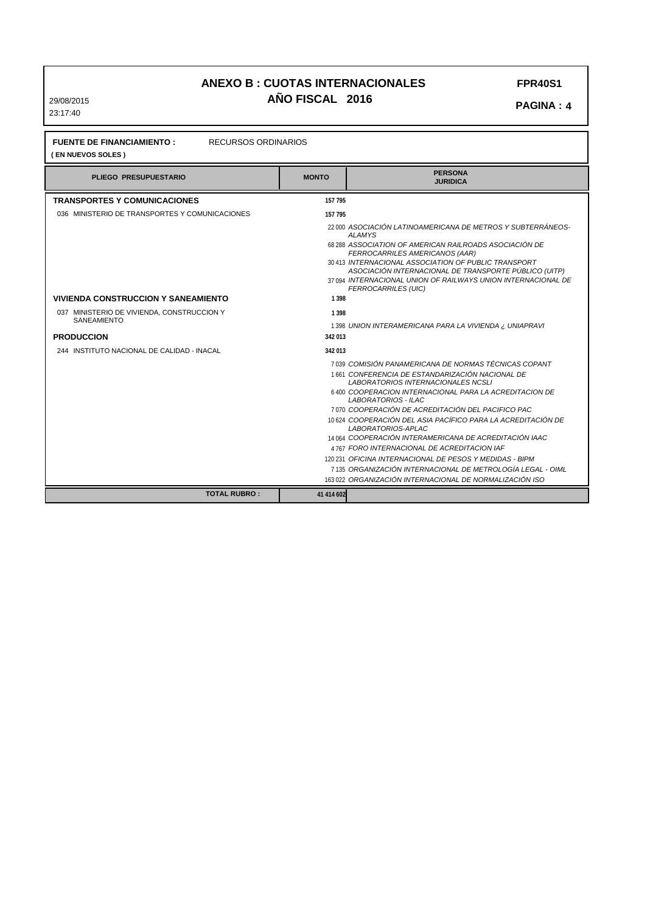# ANEXO B : CUOTAS INTERNACIONALES

## AÑO FISCAL 2016

FPR40S1

29/08/2015
23:17:40

**FUENTE DE FINANCIAMIENTO :** RECURSOS ORDINARIOS
**( EN NUEVOS SOLES )**

| PLIEGO PRESUPUESTARIO | MONTO | PERSONA JURIDICA |
|---|---|---|
| **TRANSPORTES Y COMUNICACIONES** | 157 795 | |
| 036 MINISTERIO DE TRANSPORTES Y COMUNICACIONES | 157 795 | |
| | | 22 000 *ASOCIACIÓN LATINOAMERICANA DE METROS Y SUBTERRÁNEOS-ALAMYS* |
| | | 68 288 *ASSOCIATION OF AMERICAN RAILROADS ASOCIACIÓN DE FERROCARRILES AMERICANOS (AAR)* |
| | | 30 413 *INTERNACIONAL ASSOCIATION OF PUBLIC TRANSPORT ASOCIACIÓN INTERNACIONAL DE TRANSPORTE PÚBLICO (UITP)* |
| | | 37 094 *INTERNACIONAL UNION OF RAILWAYS UNION INTERNACIONAL DE FERROCARRILES (UIC)* |
| **VIVIENDA CONSTRUCCION Y SANEAMIENTO** | 1 398 | |
| 037 MINISTERIO DE VIVIENDA, CONSTRUCCION Y SANEAMIENTO | 1 398 | |
| | | 1 398 *UNION INTERAMERICANA PARA LA VIVIENDA ¿ UNIAPRAVI* |
| **PRODUCCION** | 342 013 | |
| 244 INSTITUTO NACIONAL DE CALIDAD - INACAL | 342 013 | |
| | | 7 039 *COMISIÓN PANAMERICANA DE NORMAS TÉCNICAS COPANT* |
| | | 1 661 *CONFERENCIA DE ESTANDARIZACIÓN NACIONAL DE LABORATORIOS INTERNACIONALES NCSLI* |
| | | 6 400 *COOPERACION INTERNACIONAL PARA LA ACREDITACION DE LABORATORIOS - ILAC* |
| | | 7 070 *COOPERACIÓN DE ACREDITACIÓN DEL PACIFICO PAC* |
| | | 10 624 *COOPERACIÓN DEL ASIA PACÍFICO PARA LA ACREDITACIÓN DE LABORATORIOS-APLAC* |
| | | 14 064 *COOPERACIÓN INTERAMERICANA DE ACREDITACIÓN IAAC* |
| | | 4 767 *FORO INTERNACIONAL DE ACREDITACION IAF* |
| | | 120 231 *OFICINA INTERNACIONAL DE PESOS Y MEDIDAS - BIPM* |
| | | 7 135 *ORGANIZACIÓN INTERNACIONAL DE METROLOGÍA LEGAL - OIML* |
| | | 163 022 *ORGANIZACIÓN INTERNACIONAL DE NORMALIZACIÓN ISO* |
| **TOTAL RUBRO :** | 41 414 602 | |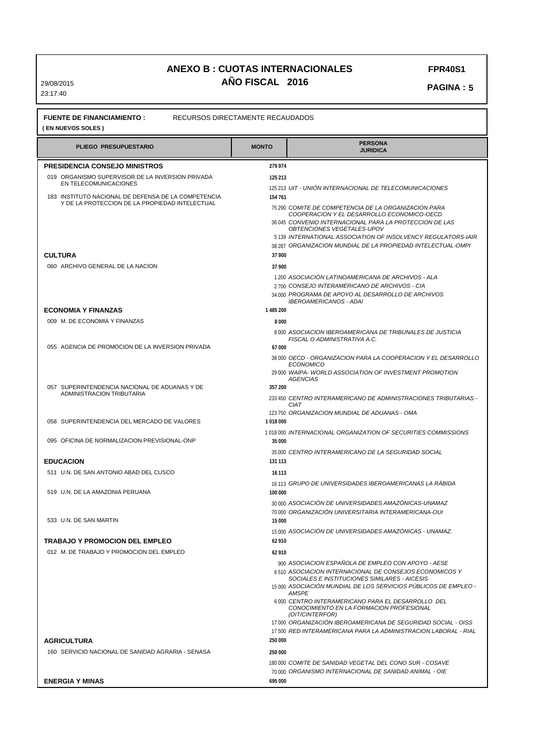# ANEXO B : CUOTAS INTERNACIONALES

## AÑO FISCAL 2016

FPR40S1

29/08/2015
23:17:40

**FUENTE DE FINANCIAMIENTO :** RECURSOS DIRECTAMENTE RECAUDADOS
**( EN NUEVOS SOLES )**

| PLIEGO PRESUPUESTARIO | MONTO | PERSONA JURIDICA |
|---|---|---|
| **PRESIDENCIA CONSEJO MINISTROS** | **279 974** | |
| 019 ORGANISMO SUPERVISOR DE LA INVERSION PRIVADA EN TELECOMUNICACIONES | **125 213** | |
| | 125 213 | *UIT - UNIÓN INTERNACIONAL DE TELECOMUNICACIONES* |
| 183 INSTITUTO NACIONAL DE DEFENSA DE LA COMPETENCIA Y DE LA PROTECCION DE LA PROPIEDAD INTELECTUAL | **154 761** | |
| | 75 290 | *COMITE DE COMPETENCIA DE LA ORGANIZACION PARA COOPERACION Y EL DESARROLLO ECONOMICO-OECD* |
| | 36 045 | *CONVENIO INTERNACIONAL PARA LA PROTECCION DE LAS OBTENCIONES VEGETALES-UPOV* |
| | 5 139 | *INTERNATIONAL ASSOCIATION OF INSOLVENCY REGULATORS-IAIR* |
| | 38 287 | *ORGANIZACION MUNDIAL DE LA PROPIEDAD INTELECTUAL-OMPI* |
| **CULTURA** | **37 900** | |
| 060 ARCHIVO GENERAL DE LA NACION | **37 900** | |
| | 1 200 | *ASOCIACIÓN LATINOAMERICANA DE ARCHIVOS - ALA* |
| | 2 700 | *CONSEJO INTERAMERICANO DE ARCHIVOS - CIA* |
| | 34 000 | *PROGRAMA DE APOYO AL DESARROLLO DE ARCHIVOS IBEROAMERICANOS - ADAI* |
| **ECONOMIA Y FINANZAS** | **1 485 200** | |
| 009 M. DE ECONOMIA Y FINANZAS | **8 000** | |
| | 8 000 | *ASOCIACION IBEROAMERICANA DE TRIBUNALES DE JUSTICIA FISCAL O ADMINISTRATIVA A.C.* |
| 055 AGENCIA DE PROMOCION DE LA INVERSION PRIVADA | **67 000** | |
| | 38 000 | *OECD - ORGANIZACION PARA LA COOPERACION Y EL DESARROLLO ECONOMICO* |
| | 29 000 | *WAIPA- WORLD ASSOCIATION OF INVESTMENT PROMOTION AGENCIAS* |
| 057 SUPERINTENDENCIA NACIONAL DE ADUANAS Y DE ADMINISTRACION TRIBUTARIA | **357 200** | |
| | 233 450 | *CENTRO INTERAMERICANO DE ADMINISTRACIONES TRIBUTARIAS - CIAT* |
| | 123 750 | *ORGANIZACION MUNDIAL DE ADUANAS - OMA* |
| 058 SUPERINTENDENCIA DEL MERCADO DE VALORES | **1 018 000** | |
| | 1 018 000 | *INTERNACIONAL ORGANIZATION OF SECURITIES COMMISSIONS* |
| 095 OFICINA DE NORMALIZACION PREVISIONAL-ONP | **35 000** | |
| | 35 000 | *CENTRO INTERAMERICANO DE LA SEGURIDAD SOCIAL* |
| **EDUCACION** | **131 113** | |
| 511 U.N. DE SAN ANTONIO ABAD DEL CUSCO | **16 113** | |
| | 16 113 | *GRUPO DE UNIVERSIDADES IBEROAMERICANAS LA RÁBIDA* |
| 519 U.N. DE LA AMAZONIA PERUANA | **100 000** | |
| | 30 000 | *ASOCIACIÓN DE UNIVERSIDADES AMAZÓNICAS-UNAMAZ* |
| | 70 000 | *ORGANIZACIÓN UNIVERSITARIA INTERAMERICANA-OUI* |
| 533 U.N. DE SAN MARTIN | **15 000** | |
| | 15 000 | *ASOCIACIÓN DE UNIVERSIDADES AMAZÓNICAS - UNAMAZ.* |
| **TRABAJO Y PROMOCION DEL EMPLEO** | **62 910** | |
| 012 M. DE TRABAJO Y PROMOCION DEL EMPLEO | **62 910** | |
| | 900 | *ASOCIACION ESPAÑOLA DE EMPLEO CON APOYO - AESE* |
| | 6 510 | *ASOCIACION INTERNACIONAL DE CONSEJOS ECONOMICOS Y SOCIALES E INSTITUCIONES SIMILARES - AICESIS* |
| | 15 000 | *ASOCIACIÓN MUNDIAL DE LOS SERVICIOS PÚBLICOS DE EMPLEO - AMSPE* |
| | 6 000 | *CENTRO INTERAMERICANO PARA EL DESARROLLO DEL CONOCIMIENTO EN LA FORMACION PROFESIONAL (OIT/CINTERFOR)* |
| | 17 000 | *ORGANIZACIÓN IBEROAMERICANA DE SEGURIDAD SOCIAL - OISS* |
| | 17 500 | *RED INTERAMERICANA PARA LA ADMINISTRACION LABORAL - RIAL* |
| **AGRICULTURA** | **250 000** | |
| 160 SERVICIO NACIONAL DE SANIDAD AGRARIA - SENASA | **250 000** | |
| | 180 000 | *COMITE DE SANIDAD VEGETAL DEL CONO SUR - COSAVE* |
| | 70 000 | *ORGANISMO INTERNACIONAL DE SANIDAD ANIMAL - OIE* |
| **ENERGIA Y MINAS** | **695 000** | |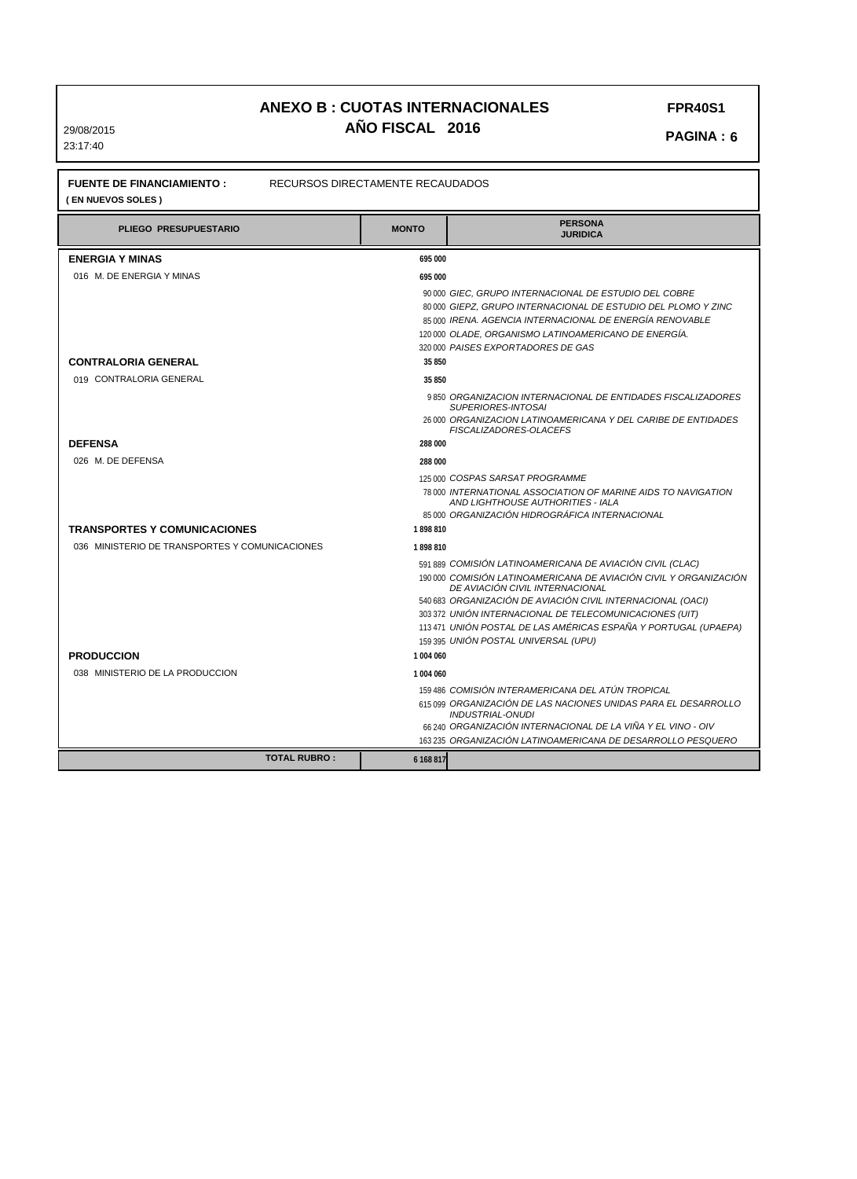# ANEXO B : CUOTAS INTERNACIONALES

## AÑO FISCAL 2016

FPR40S1

29/08/2015
23:17:40

**FUENTE DE FINANCIAMIENTO :** RECURSOS DIRECTAMENTE RECAUDADOS
**( EN NUEVOS SOLES )**

| PLIEGO PRESUPUESTARIO | MONTO | PERSONA JURIDICA |
|---|---|---|
| **ENERGIA Y MINAS** | **695 000** | |
| 016 M. DE ENERGIA Y MINAS | **695 000** | |
| | 90 000 | *GIEC, GRUPO INTERNACIONAL DE ESTUDIO DEL COBRE* |
| | 80 000 | *GIEPZ, GRUPO INTERNACIONAL DE ESTUDIO DEL PLOMO Y ZINC* |
| | 85 000 | *IRENA. AGENCIA INTERNACIONAL DE ENERGÍA RENOVABLE* |
| | 120 000 | *OLADE, ORGANISMO LATINOAMERICANO DE ENERGÍA.* |
| | 320 000 | *PAISES EXPORTADORES DE GAS* |
| **CONTRALORIA GENERAL** | **35 850** | |
| 019 CONTRALORIA GENERAL | **35 850** | |
| | 9 850 | *ORGANIZACION INTERNACIONAL DE ENTIDADES FISCALIZADORES SUPERIORES-INTOSAI* |
| | 26 000 | *ORGANIZACION LATINOAMERICANA Y DEL CARIBE DE ENTIDADES FISCALIZADORES-OLACEFS* |
| **DEFENSA** | **288 000** | |
| 026 M. DE DEFENSA | **288 000** | |
| | 125 000 | *COSPAS SARSAT PROGRAMME* |
| | 78 000 | *INTERNATIONAL ASSOCIATION OF MARINE AIDS TO NAVIGATION AND LIGHTHOUSE AUTHORITIES - IALA* |
| | 85 000 | *ORGANIZACIÓN HIDROGRÁFICA INTERNACIONAL* |
| **TRANSPORTES Y COMUNICACIONES** | **1 898 810** | |
| 036 MINISTERIO DE TRANSPORTES Y COMUNICACIONES | **1 898 810** | |
| | 591 889 | *COMISIÓN LATINOAMERICANA DE AVIACIÓN CIVIL (CLAC)* |
| | 190 000 | *COMISIÓN LATINOAMERICANA DE AVIACIÓN CIVIL Y ORGANIZACIÓN DE AVIACIÓN CIVIL INTERNACIONAL* |
| | 540 683 | *ORGANIZACIÓN DE AVIACIÓN CIVIL INTERNACIONAL (OACI)* |
| | 303 372 | *UNIÓN INTERNACIONAL DE TELECOMUNICACIONES (UIT)* |
| | 113 471 | *UNIÓN POSTAL DE LAS AMÉRICAS ESPAÑA Y PORTUGAL (UPAEPA)* |
| | 159 395 | *UNIÓN POSTAL UNIVERSAL (UPU)* |
| **PRODUCCION** | **1 004 060** | |
| 038 MINISTERIO DE LA PRODUCCION | **1 004 060** | |
| | 159 486 | *COMISIÓN INTERAMERICANA DEL ATÚN TROPICAL* |
| | 615 099 | *ORGANIZACIÓN DE LAS NACIONES UNIDAS PARA EL DESARROLLO INDUSTRIAL-ONUDI* |
| | 66 240 | *ORGANIZACIÓN INTERNACIONAL DE LA VIÑA Y EL VINO - OIV* |
| | 163 235 | *ORGANIZACIÓN LATINOAMERICANA DE DESARROLLO PESQUERO* |
| **TOTAL RUBRO :** | **6 168 817** | |